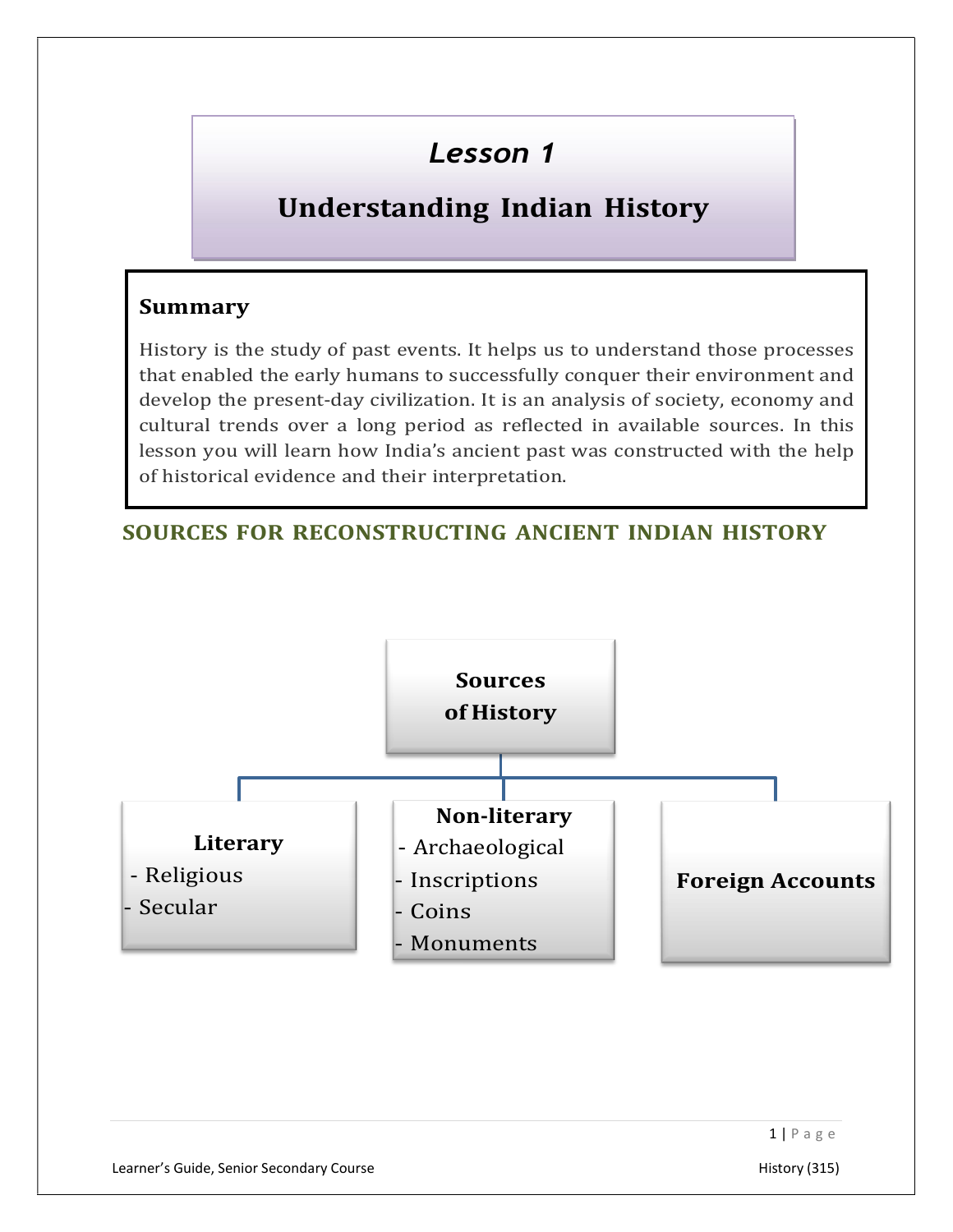# Lesson 1

# Understanding Indian History

### Summary

History is the study of past events. It helps us to understand those processes that enabled the early humans to successfully conquer their environment and develop the present-day civilization. It is an analysis of society, economy and cultural trends over a long period as reflected in available sources. In this lesson you will learn how India's ancient past was constructed with the help of historical evidence and their interpretation.

## SOURCES FOR RECONSTRUCTING ANCIENT INDIAN HISTORY

**Sources of History**

- **Literary**
  - Religious
  - Secular
- **Non-literary**
  - Archaeological
  - Inscriptions
  - Coins
  - Monuments
- **Foreign Accounts**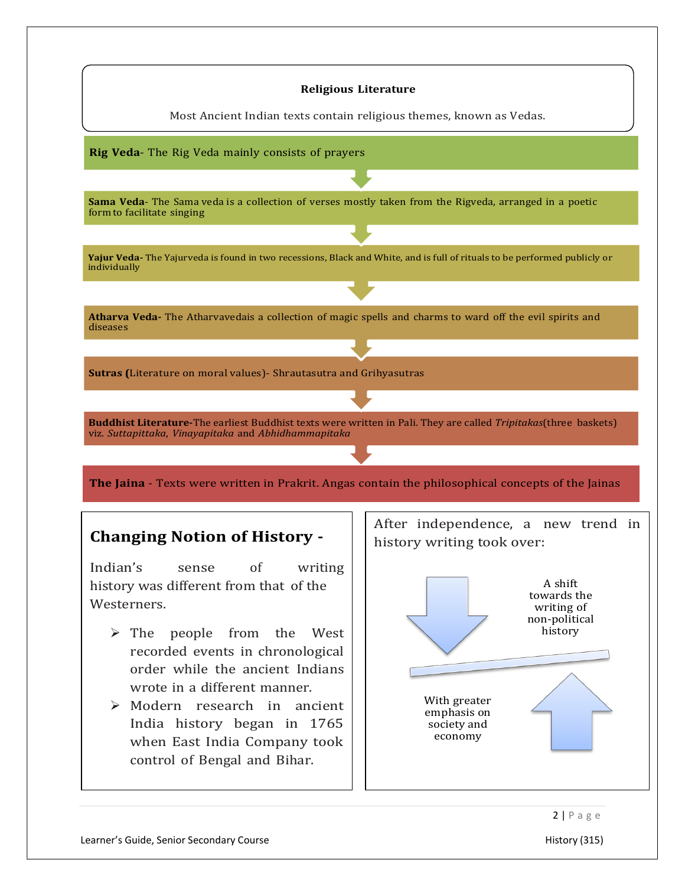**Religious Literature**

Most Ancient Indian texts contain religious themes, known as Vedas.

**Rig Veda**- The Rig Veda mainly consists of prayers

**Sama Veda**- The Sama veda is a collection of verses mostly taken from the Rigveda, arranged in a poetic form to facilitate singing

**Yajur Veda-** The Yajurveda is found in two recessions, Black and White, and is full of rituals to be performed publicly or individually

**Atharva Veda-** The Atharvavedais a collection of magic spells and charms to ward off the evil spirits and diseases

**Sutras (**Literature on moral values)- Shrautasutra and Grihyasutras

**Buddhist Literature-**The earliest Buddhist texts were written in Pali. They are called *Tripitakas*(three baskets) viz. *Suttapittaka*, *Vinayapitaka* and *Abhidhammapitaka*

**The Jaina** - Texts were written in Prakrit. Angas contain the philosophical concepts of the Jainas

## Changing Notion of History -

Indian's sense of writing history was different from that of the Westerners.

- The people from the West recorded events in chronological order while the ancient Indians wrote in a different manner.
- Modern research in ancient India history began in 1765 when East India Company took control of Bengal and Bihar.

After independence, a new trend in history writing took over:

A shift towards the writing of non-political history

With greater emphasis on society and economy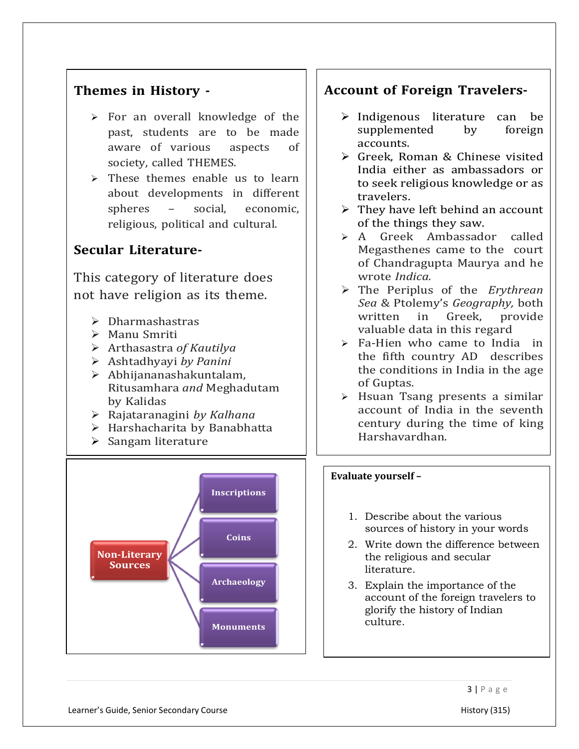## Themes in History -

- For an overall knowledge of the past, students are to be made aware of various aspects of society, called THEMES.
- These themes enable us to learn about developments in different spheres – social, economic, religious, political and cultural.

## Secular Literature-

This category of literature does not have religion as its theme.

- Dharmashastras
- Manu Smriti
- Arthasastra *of Kautilya*
- Ashtadhyayi *by Panini*
- Abhijananashakuntalam, Ritusamhara *and* Meghadutam by Kalidas
- Rajataranagini *by Kalhana*
- Harshacharita by Banabhatta
- Sangam literature

Non-Literary Sources

Inscriptions

Coins

Archaeology

Monuments

## Account of Foreign Travelers-

- Indigenous literature can be supplemented by foreign accounts.
- Greek, Roman & Chinese visited India either as ambassadors or to seek religious knowledge or as travelers.
- They have left behind an account of the things they saw.
- A Greek Ambassador called Megasthenes came to the court of Chandragupta Maurya and he wrote *Indica.*
- The Periplus of the *Erythrean Sea* & Ptolemy's *Geography,* both written in Greek, provide valuable data in this regard
- Fa-Hien who came to India in the fifth country AD describes the conditions in India in the age of Guptas.
- Hsuan Tsang presents a similar account of India in the seventh century during the time of king Harshavardhan.

**Evaluate yourself –**

1. Describe about the various sources of history in your words
2. Write down the difference between the religious and secular literature.
3. Explain the importance of the account of the foreign travelers to glorify the history of Indian culture.